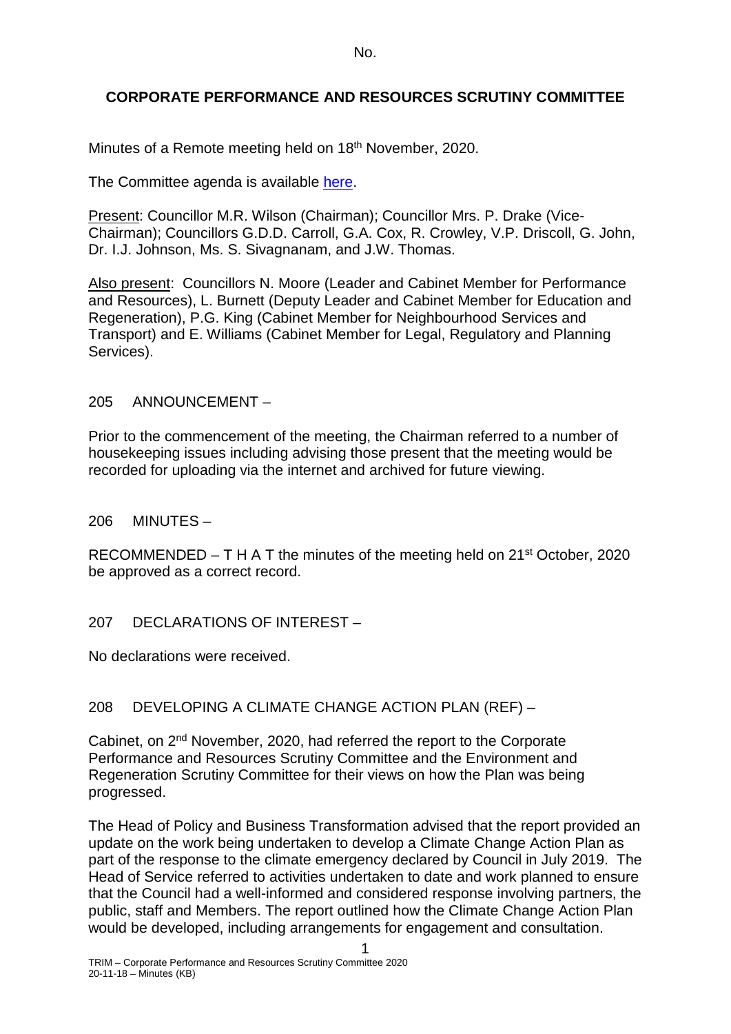No.

# CORPORATE PERFORMANCE AND RESOURCES SCRUTINY COMMITTEE

Minutes of a Remote meeting held on 18th November, 2020.

The Committee agenda is available here.

Present: Councillor M.R. Wilson (Chairman); Councillor Mrs. P. Drake (Vice-Chairman); Councillors G.D.D. Carroll, G.A. Cox, R. Crowley, V.P. Driscoll, G. John, Dr. I.J. Johnson, Ms. S. Sivagnanam, and J.W. Thomas.

Also present: Councillors N. Moore (Leader and Cabinet Member for Performance and Resources), L. Burnett (Deputy Leader and Cabinet Member for Education and Regeneration), P.G. King (Cabinet Member for Neighbourhood Services and Transport) and E. Williams (Cabinet Member for Legal, Regulatory and Planning Services).

## 205 ANNOUNCEMENT –

Prior to the commencement of the meeting, the Chairman referred to a number of housekeeping issues including advising those present that the meeting would be recorded for uploading via the internet and archived for future viewing.

## 206 MINUTES –

RECOMMENDED – T H A T the minutes of the meeting held on 21st October, 2020 be approved as a correct record.

## 207 DECLARATIONS OF INTEREST –

No declarations were received.

## 208 DEVELOPING A CLIMATE CHANGE ACTION PLAN (REF) –

Cabinet, on 2nd November, 2020, had referred the report to the Corporate Performance and Resources Scrutiny Committee and the Environment and Regeneration Scrutiny Committee for their views on how the Plan was being progressed.

The Head of Policy and Business Transformation advised that the report provided an update on the work being undertaken to develop a Climate Change Action Plan as part of the response to the climate emergency declared by Council in July 2019. The Head of Service referred to activities undertaken to date and work planned to ensure that the Council had a well-informed and considered response involving partners, the public, staff and Members. The report outlined how the Climate Change Action Plan would be developed, including arrangements for engagement and consultation.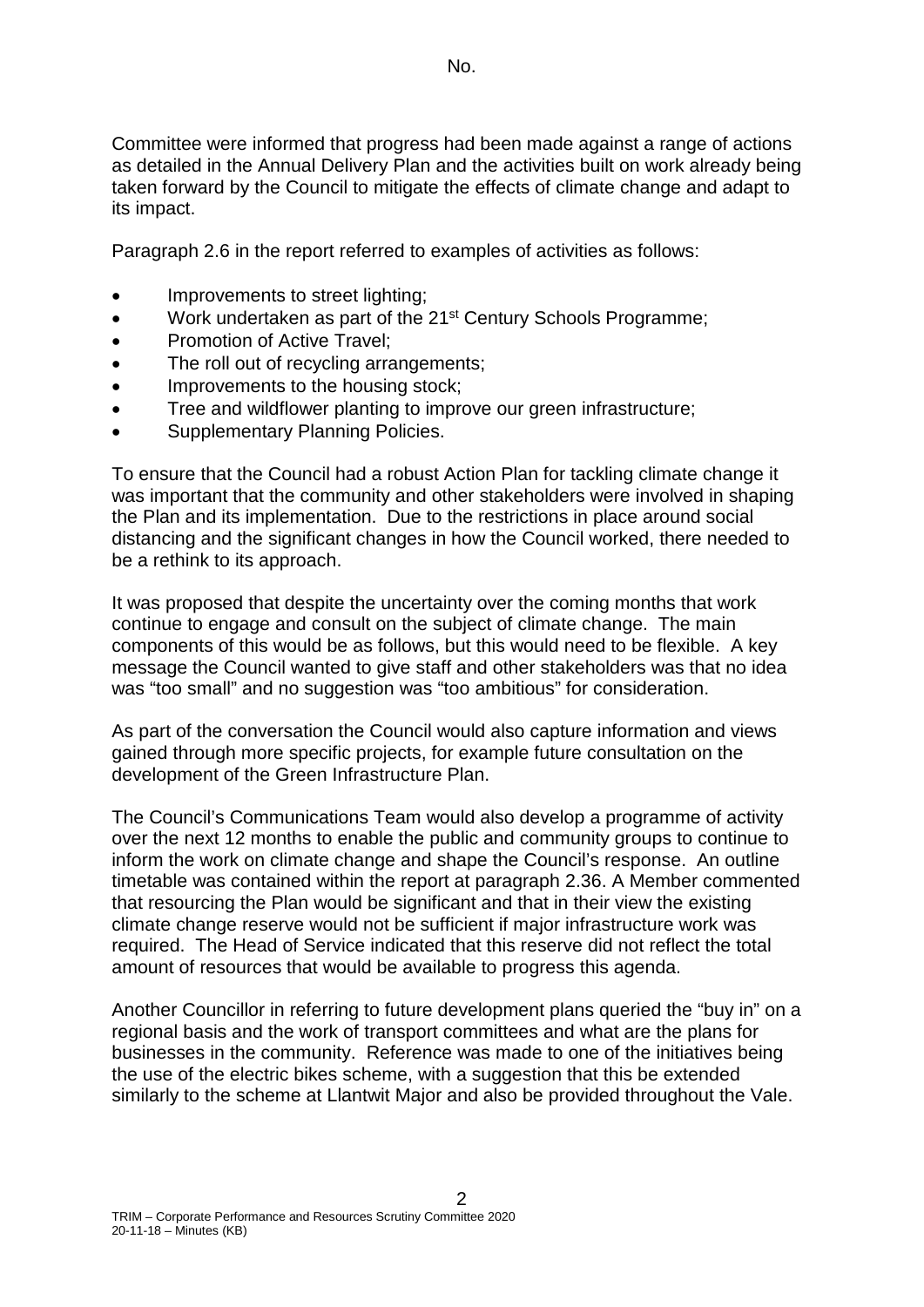Committee were informed that progress had been made against a range of actions as detailed in the Annual Delivery Plan and the activities built on work already being taken forward by the Council to mitigate the effects of climate change and adapt to its impact.

Paragraph 2.6 in the report referred to examples of activities as follows:

- Improvements to street lighting;
- Work undertaken as part of the 21st Century Schools Programme;
- Promotion of Active Travel;
- The roll out of recycling arrangements;
- Improvements to the housing stock;
- Tree and wildflower planting to improve our green infrastructure;
- Supplementary Planning Policies.

To ensure that the Council had a robust Action Plan for tackling climate change it was important that the community and other stakeholders were involved in shaping the Plan and its implementation. Due to the restrictions in place around social distancing and the significant changes in how the Council worked, there needed to be a rethink to its approach.

It was proposed that despite the uncertainty over the coming months that work continue to engage and consult on the subject of climate change. The main components of this would be as follows, but this would need to be flexible. A key message the Council wanted to give staff and other stakeholders was that no idea was "too small" and no suggestion was "too ambitious" for consideration.

As part of the conversation the Council would also capture information and views gained through more specific projects, for example future consultation on the development of the Green Infrastructure Plan.

The Council's Communications Team would also develop a programme of activity over the next 12 months to enable the public and community groups to continue to inform the work on climate change and shape the Council's response. An outline timetable was contained within the report at paragraph 2.36. A Member commented that resourcing the Plan would be significant and that in their view the existing climate change reserve would not be sufficient if major infrastructure work was required. The Head of Service indicated that this reserve did not reflect the total amount of resources that would be available to progress this agenda.

Another Councillor in referring to future development plans queried the "buy in" on a regional basis and the work of transport committees and what are the plans for businesses in the community. Reference was made to one of the initiatives being the use of the electric bikes scheme, with a suggestion that this be extended similarly to the scheme at Llantwit Major and also be provided throughout the Vale.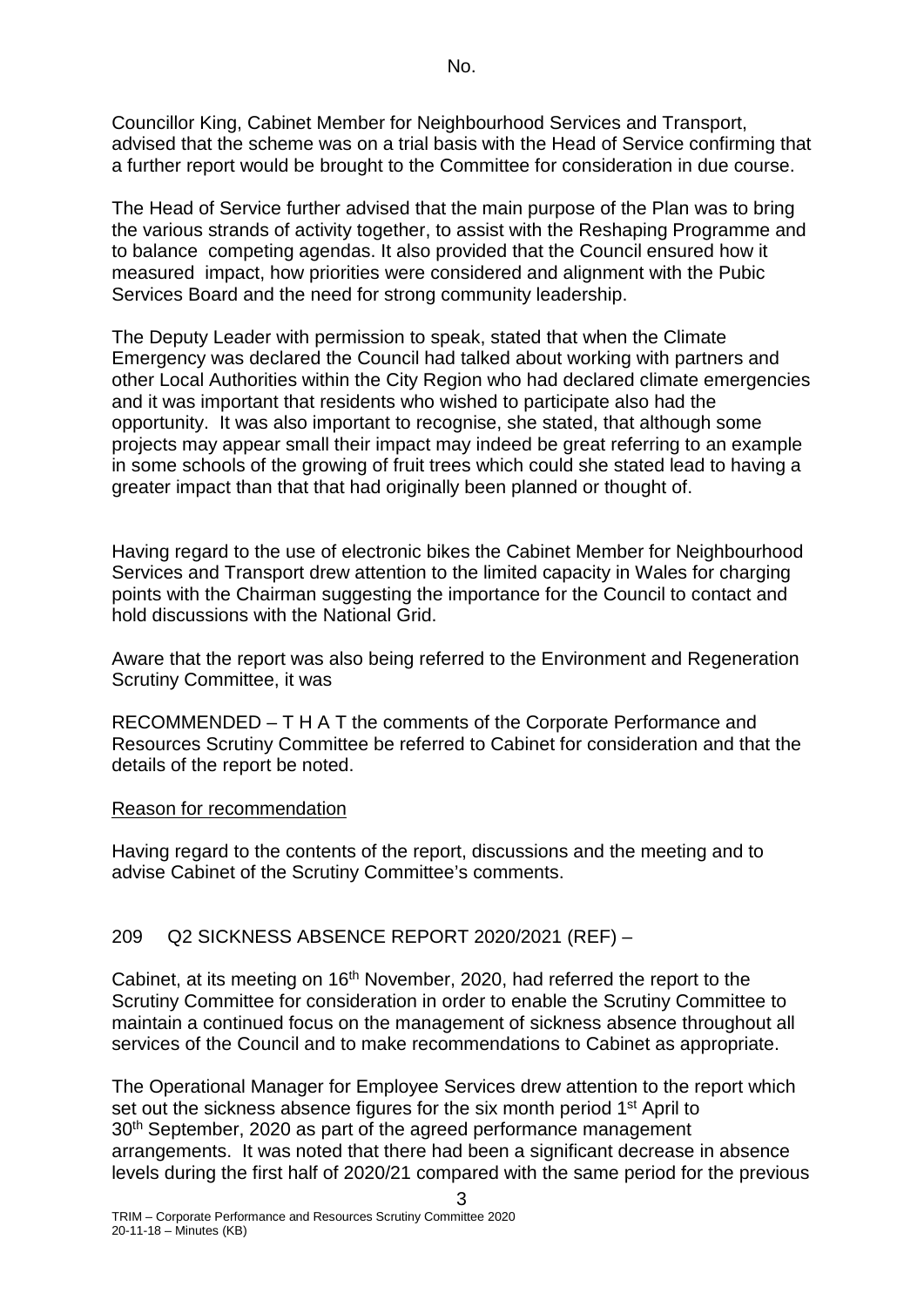Councillor King, Cabinet Member for Neighbourhood Services and Transport, advised that the scheme was on a trial basis with the Head of Service confirming that a further report would be brought to the Committee for consideration in due course.

The Head of Service further advised that the main purpose of the Plan was to bring the various strands of activity together, to assist with the Reshaping Programme and to balance competing agendas. It also provided that the Council ensured how it measured impact, how priorities were considered and alignment with the Pubic Services Board and the need for strong community leadership.

The Deputy Leader with permission to speak, stated that when the Climate Emergency was declared the Council had talked about working with partners and other Local Authorities within the City Region who had declared climate emergencies and it was important that residents who wished to participate also had the opportunity. It was also important to recognise, she stated, that although some projects may appear small their impact may indeed be great referring to an example in some schools of the growing of fruit trees which could she stated lead to having a greater impact than that that had originally been planned or thought of.

Having regard to the use of electronic bikes the Cabinet Member for Neighbourhood Services and Transport drew attention to the limited capacity in Wales for charging points with the Chairman suggesting the importance for the Council to contact and hold discussions with the National Grid.

Aware that the report was also being referred to the Environment and Regeneration Scrutiny Committee, it was

RECOMMENDED – T H A T the comments of the Corporate Performance and Resources Scrutiny Committee be referred to Cabinet for consideration and that the details of the report be noted.

Reason for recommendation

Having regard to the contents of the report, discussions and the meeting and to advise Cabinet of the Scrutiny Committee's comments.

## 209 Q2 SICKNESS ABSENCE REPORT 2020/2021 (REF) –

Cabinet, at its meeting on 16th November, 2020, had referred the report to the Scrutiny Committee for consideration in order to enable the Scrutiny Committee to maintain a continued focus on the management of sickness absence throughout all services of the Council and to make recommendations to Cabinet as appropriate.

The Operational Manager for Employee Services drew attention to the report which set out the sickness absence figures for the six month period 1st April to 30th September, 2020 as part of the agreed performance management arrangements. It was noted that there had been a significant decrease in absence levels during the first half of 2020/21 compared with the same period for the previous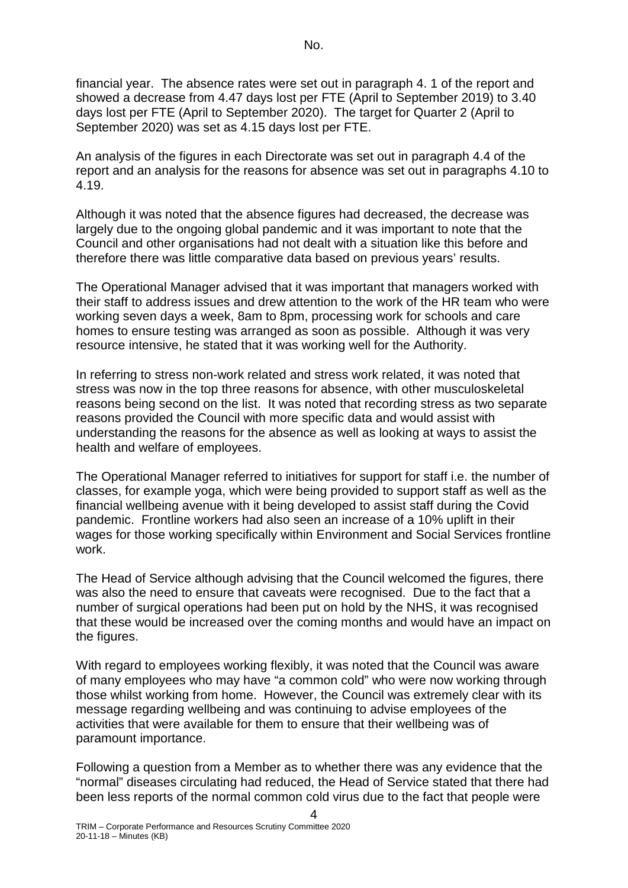financial year. The absence rates were set out in paragraph 4. 1 of the report and showed a decrease from 4.47 days lost per FTE (April to September 2019) to 3.40 days lost per FTE (April to September 2020). The target for Quarter 2 (April to September 2020) was set as 4.15 days lost per FTE.

An analysis of the figures in each Directorate was set out in paragraph 4.4 of the report and an analysis for the reasons for absence was set out in paragraphs 4.10 to 4.19.

Although it was noted that the absence figures had decreased, the decrease was largely due to the ongoing global pandemic and it was important to note that the Council and other organisations had not dealt with a situation like this before and therefore there was little comparative data based on previous years' results.

The Operational Manager advised that it was important that managers worked with their staff to address issues and drew attention to the work of the HR team who were working seven days a week, 8am to 8pm, processing work for schools and care homes to ensure testing was arranged as soon as possible. Although it was very resource intensive, he stated that it was working well for the Authority.

In referring to stress non-work related and stress work related, it was noted that stress was now in the top three reasons for absence, with other musculoskeletal reasons being second on the list. It was noted that recording stress as two separate reasons provided the Council with more specific data and would assist with understanding the reasons for the absence as well as looking at ways to assist the health and welfare of employees.

The Operational Manager referred to initiatives for support for staff i.e. the number of classes, for example yoga, which were being provided to support staff as well as the financial wellbeing avenue with it being developed to assist staff during the Covid pandemic. Frontline workers had also seen an increase of a 10% uplift in their wages for those working specifically within Environment and Social Services frontline work.

The Head of Service although advising that the Council welcomed the figures, there was also the need to ensure that caveats were recognised. Due to the fact that a number of surgical operations had been put on hold by the NHS, it was recognised that these would be increased over the coming months and would have an impact on the figures.

With regard to employees working flexibly, it was noted that the Council was aware of many employees who may have "a common cold" who were now working through those whilst working from home. However, the Council was extremely clear with its message regarding wellbeing and was continuing to advise employees of the activities that were available for them to ensure that their wellbeing was of paramount importance.

Following a question from a Member as to whether there was any evidence that the "normal" diseases circulating had reduced, the Head of Service stated that there had been less reports of the normal common cold virus due to the fact that people were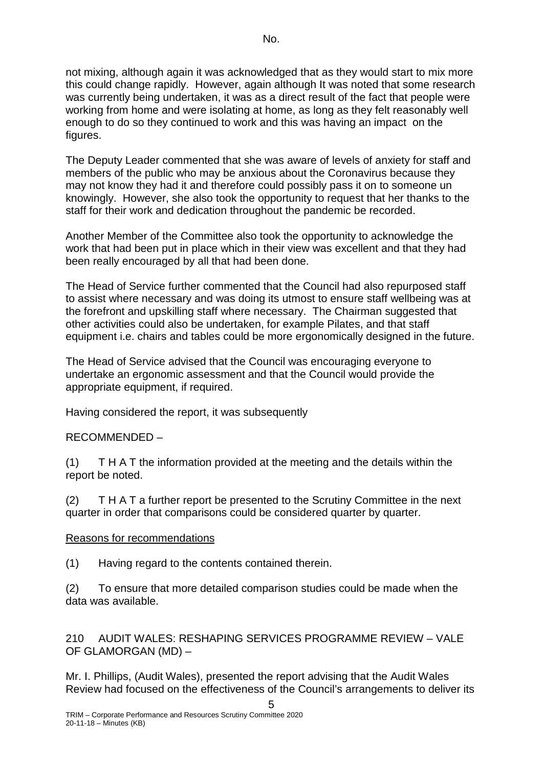not mixing, although again it was acknowledged that as they would start to mix more this could change rapidly. However, again although It was noted that some research was currently being undertaken, it was as a direct result of the fact that people were working from home and were isolating at home, as long as they felt reasonably well enough to do so they continued to work and this was having an impact on the figures.

The Deputy Leader commented that she was aware of levels of anxiety for staff and members of the public who may be anxious about the Coronavirus because they may not know they had it and therefore could possibly pass it on to someone un knowingly. However, she also took the opportunity to request that her thanks to the staff for their work and dedication throughout the pandemic be recorded.

Another Member of the Committee also took the opportunity to acknowledge the work that had been put in place which in their view was excellent and that they had been really encouraged by all that had been done.

The Head of Service further commented that the Council had also repurposed staff to assist where necessary and was doing its utmost to ensure staff wellbeing was at the forefront and upskilling staff where necessary. The Chairman suggested that other activities could also be undertaken, for example Pilates, and that staff equipment i.e. chairs and tables could be more ergonomically designed in the future.

The Head of Service advised that the Council was encouraging everyone to undertake an ergonomic assessment and that the Council would provide the appropriate equipment, if required.

Having considered the report, it was subsequently

RECOMMENDED –

(1) T H A T the information provided at the meeting and the details within the report be noted.

(2) T H A T a further report be presented to the Scrutiny Committee in the next quarter in order that comparisons could be considered quarter by quarter.

Reasons for recommendations

(1) Having regard to the contents contained therein.

(2) To ensure that more detailed comparison studies could be made when the data was available.

210 AUDIT WALES: RESHAPING SERVICES PROGRAMME REVIEW – VALE OF GLAMORGAN (MD) –

Mr. I. Phillips, (Audit Wales), presented the report advising that the Audit Wales Review had focused on the effectiveness of the Council's arrangements to deliver its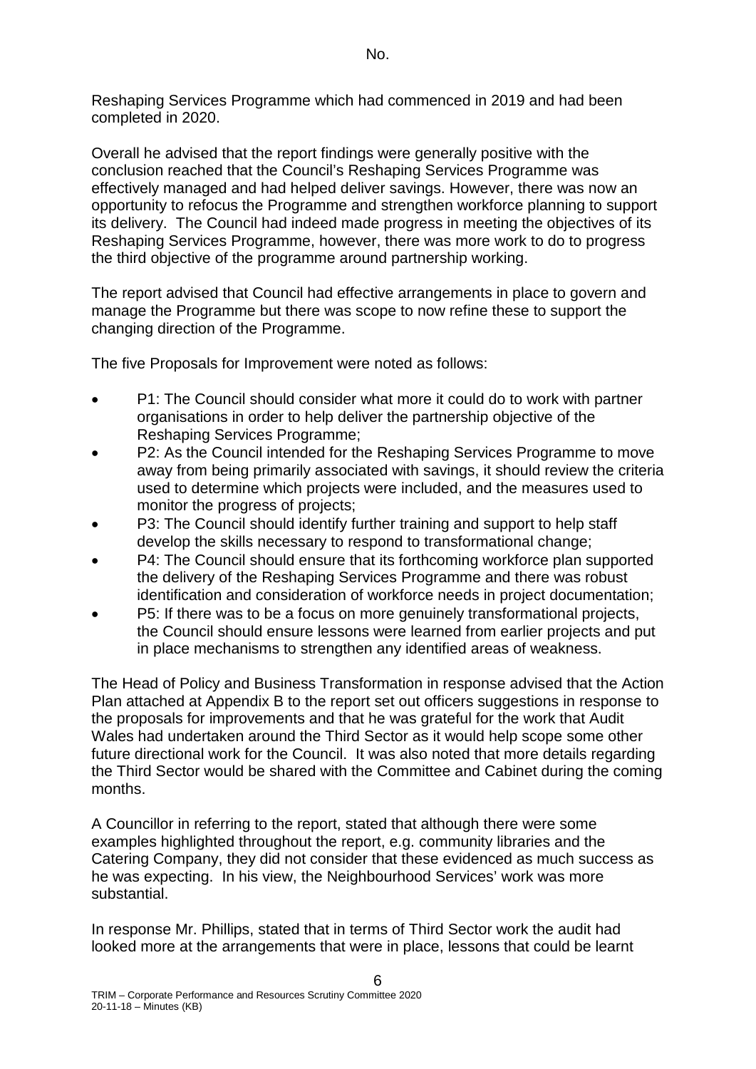Reshaping Services Programme which had commenced in 2019 and had been completed in 2020.

Overall he advised that the report findings were generally positive with the conclusion reached that the Council's Reshaping Services Programme was effectively managed and had helped deliver savings. However, there was now an opportunity to refocus the Programme and strengthen workforce planning to support its delivery. The Council had indeed made progress in meeting the objectives of its Reshaping Services Programme, however, there was more work to do to progress the third objective of the programme around partnership working.

The report advised that Council had effective arrangements in place to govern and manage the Programme but there was scope to now refine these to support the changing direction of the Programme.

The five Proposals for Improvement were noted as follows:

- P1: The Council should consider what more it could do to work with partner organisations in order to help deliver the partnership objective of the Reshaping Services Programme;
- P2: As the Council intended for the Reshaping Services Programme to move away from being primarily associated with savings, it should review the criteria used to determine which projects were included, and the measures used to monitor the progress of projects;
- P3: The Council should identify further training and support to help staff develop the skills necessary to respond to transformational change;
- P4: The Council should ensure that its forthcoming workforce plan supported the delivery of the Reshaping Services Programme and there was robust identification and consideration of workforce needs in project documentation;
- P5: If there was to be a focus on more genuinely transformational projects, the Council should ensure lessons were learned from earlier projects and put in place mechanisms to strengthen any identified areas of weakness.

The Head of Policy and Business Transformation in response advised that the Action Plan attached at Appendix B to the report set out officers suggestions in response to the proposals for improvements and that he was grateful for the work that Audit Wales had undertaken around the Third Sector as it would help scope some other future directional work for the Council. It was also noted that more details regarding the Third Sector would be shared with the Committee and Cabinet during the coming months.

A Councillor in referring to the report, stated that although there were some examples highlighted throughout the report, e.g. community libraries and the Catering Company, they did not consider that these evidenced as much success as he was expecting. In his view, the Neighbourhood Services' work was more substantial.

In response Mr. Phillips, stated that in terms of Third Sector work the audit had looked more at the arrangements that were in place, lessons that could be learnt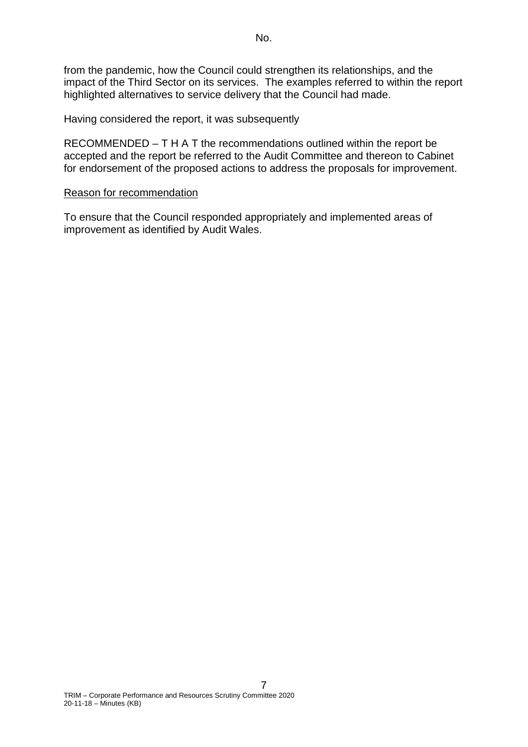from the pandemic, how the Council could strengthen its relationships, and the impact of the Third Sector on its services. The examples referred to within the report highlighted alternatives to service delivery that the Council had made.

Having considered the report, it was subsequently

RECOMMENDED – T H A T the recommendations outlined within the report be accepted and the report be referred to the Audit Committee and thereon to Cabinet for endorsement of the proposed actions to address the proposals for improvement.

Reason for recommendation

To ensure that the Council responded appropriately and implemented areas of improvement as identified by Audit Wales.